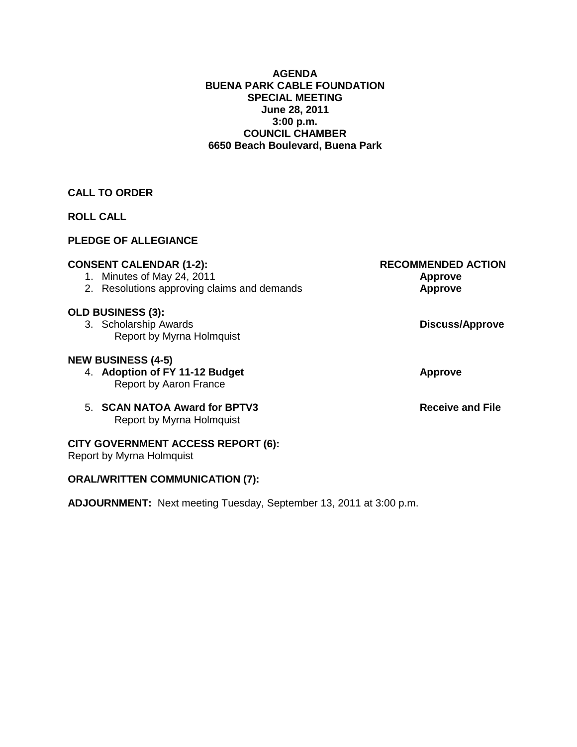**AGENDA**
**BUENA PARK CABLE FOUNDATION**
**SPECIAL MEETING**
**June 28, 2011**
**3:00 p.m.**
**COUNCIL CHAMBER**
**6650 Beach Boulevard, Buena Park**

**CALL TO ORDER**

**ROLL CALL**

**PLEDGE OF ALLEGIANCE**

| **CONSENT CALENDAR (1-2):** | **RECOMMENDED ACTION** |
|---|---|
| 1. Minutes of May 24, 2011 | **Approve** |
| 2. Resolutions approving claims and demands | **Approve** |

**OLD BUSINESS (3):**

3. Scholarship Awards — **Discuss/Approve**
   Report by Myrna Holmquist

**NEW BUSINESS (4-5)**

4. **Adoption of FY 11-12 Budget** — **Approve**
   Report by Aaron France

5. **SCAN NATOA Award for BPTV3** — **Receive and File**
   Report by Myrna Holmquist

**CITY GOVERNMENT ACCESS REPORT (6):**
Report by Myrna Holmquist

**ORAL/WRITTEN COMMUNICATION (7):**

**ADJOURNMENT:** Next meeting Tuesday, September 13, 2011 at 3:00 p.m.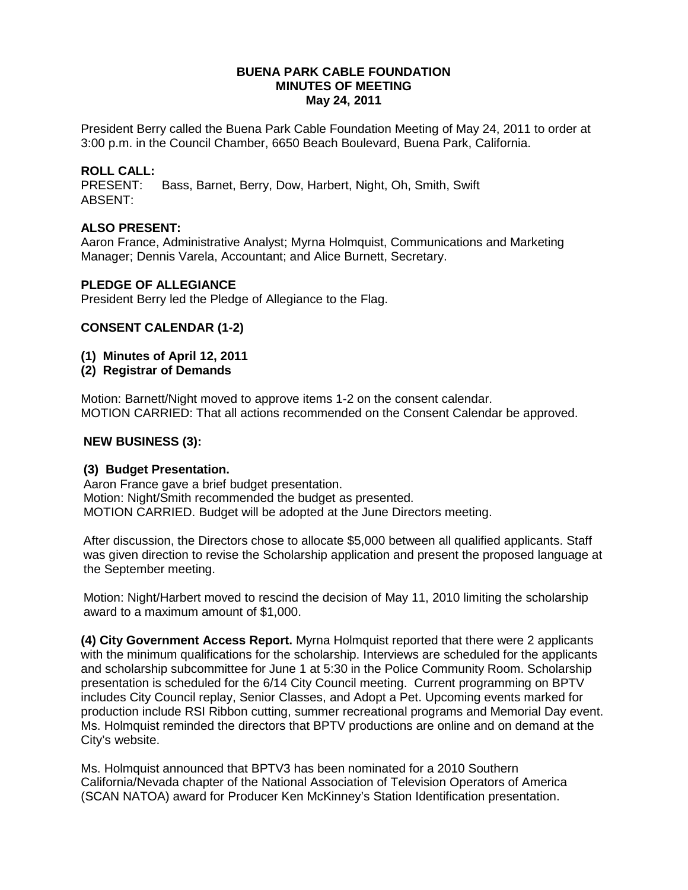**BUENA PARK CABLE FOUNDATION**
**MINUTES OF MEETING**
**May 24, 2011**

President Berry called the Buena Park Cable Foundation Meeting of May 24, 2011 to order at 3:00 p.m. in the Council Chamber, 6650 Beach Boulevard, Buena Park, California.

**ROLL CALL:**
PRESENT: Bass, Barnet, Berry, Dow, Harbert, Night, Oh, Smith, Swift
ABSENT:

**ALSO PRESENT:**
Aaron France, Administrative Analyst; Myrna Holmquist, Communications and Marketing Manager; Dennis Varela, Accountant; and Alice Burnett, Secretary.

**PLEDGE OF ALLEGIANCE**
President Berry led the Pledge of Allegiance to the Flag.

**CONSENT CALENDAR (1-2)**

**(1) Minutes of April 12, 2011**
**(2) Registrar of Demands**

Motion: Barnett/Night moved to approve items 1-2 on the consent calendar.
MOTION CARRIED: That all actions recommended on the Consent Calendar be approved.

**NEW BUSINESS (3):**

**(3) Budget Presentation.**
Aaron France gave a brief budget presentation.
Motion: Night/Smith recommended the budget as presented.
MOTION CARRIED. Budget will be adopted at the June Directors meeting.

After discussion, the Directors chose to allocate $5,000 between all qualified applicants. Staff was given direction to revise the Scholarship application and present the proposed language at the September meeting.

Motion: Night/Harbert moved to rescind the decision of May 11, 2010 limiting the scholarship award to a maximum amount of $1,000.

**(4) City Government Access Report.** Myrna Holmquist reported that there were 2 applicants with the minimum qualifications for the scholarship. Interviews are scheduled for the applicants and scholarship subcommittee for June 1 at 5:30 in the Police Community Room. Scholarship presentation is scheduled for the 6/14 City Council meeting. Current programming on BPTV includes City Council replay, Senior Classes, and Adopt a Pet. Upcoming events marked for production include RSI Ribbon cutting, summer recreational programs and Memorial Day event. Ms. Holmquist reminded the directors that BPTV productions are online and on demand at the City's website.

Ms. Holmquist announced that BPTV3 has been nominated for a 2010 Southern California/Nevada chapter of the National Association of Television Operators of America (SCAN NATOA) award for Producer Ken McKinney's Station Identification presentation.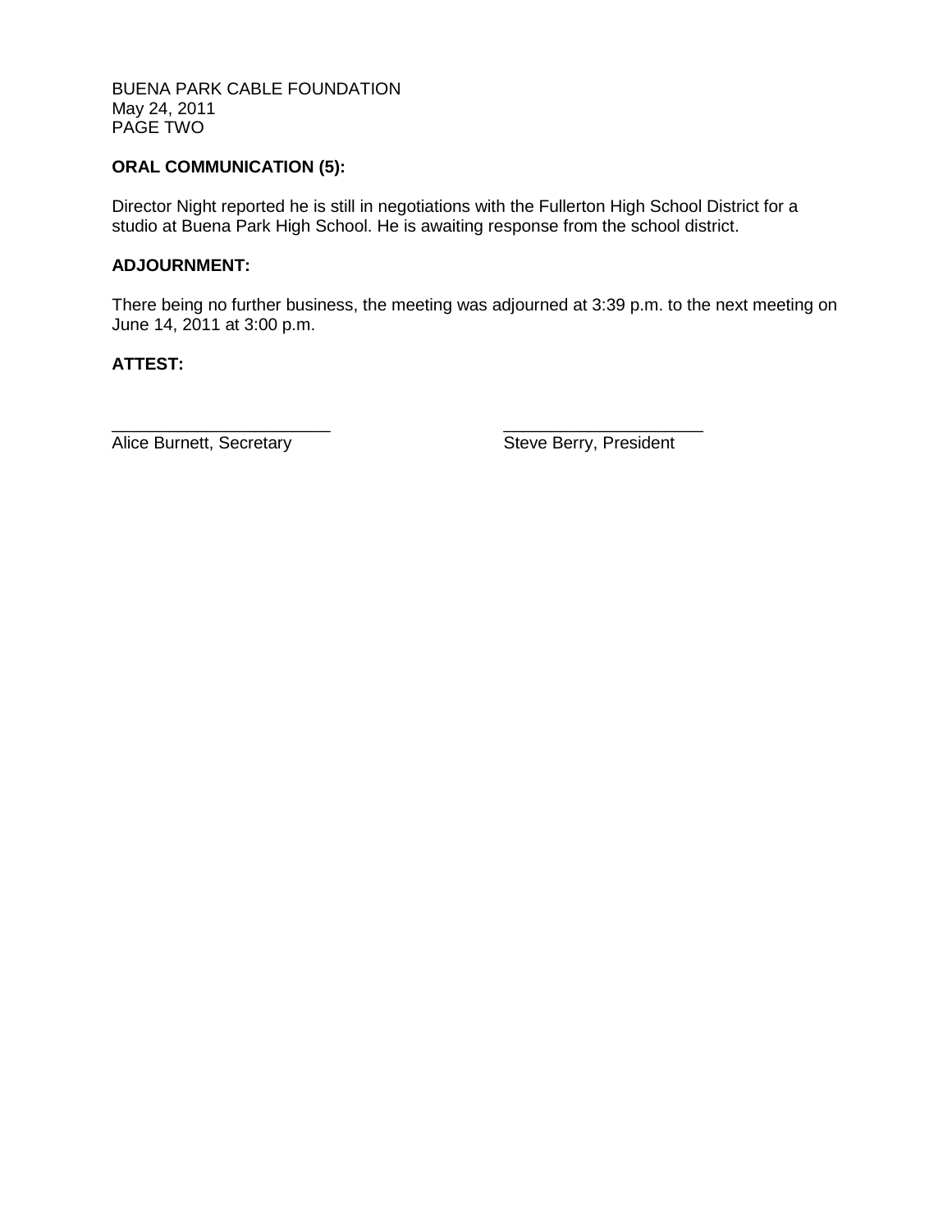**ORAL COMMUNICATION (5):**

Director Night reported he is still in negotiations with the Fullerton High School District for a studio at Buena Park High School. He is awaiting response from the school district.

**ADJOURNMENT:**

There being no further business, the meeting was adjourned at 3:39 p.m. to the next meeting on June 14, 2011 at 3:00 p.m.

**ATTEST:**

______________________ Alice Burnett, Secretary

______________________ Steve Berry, President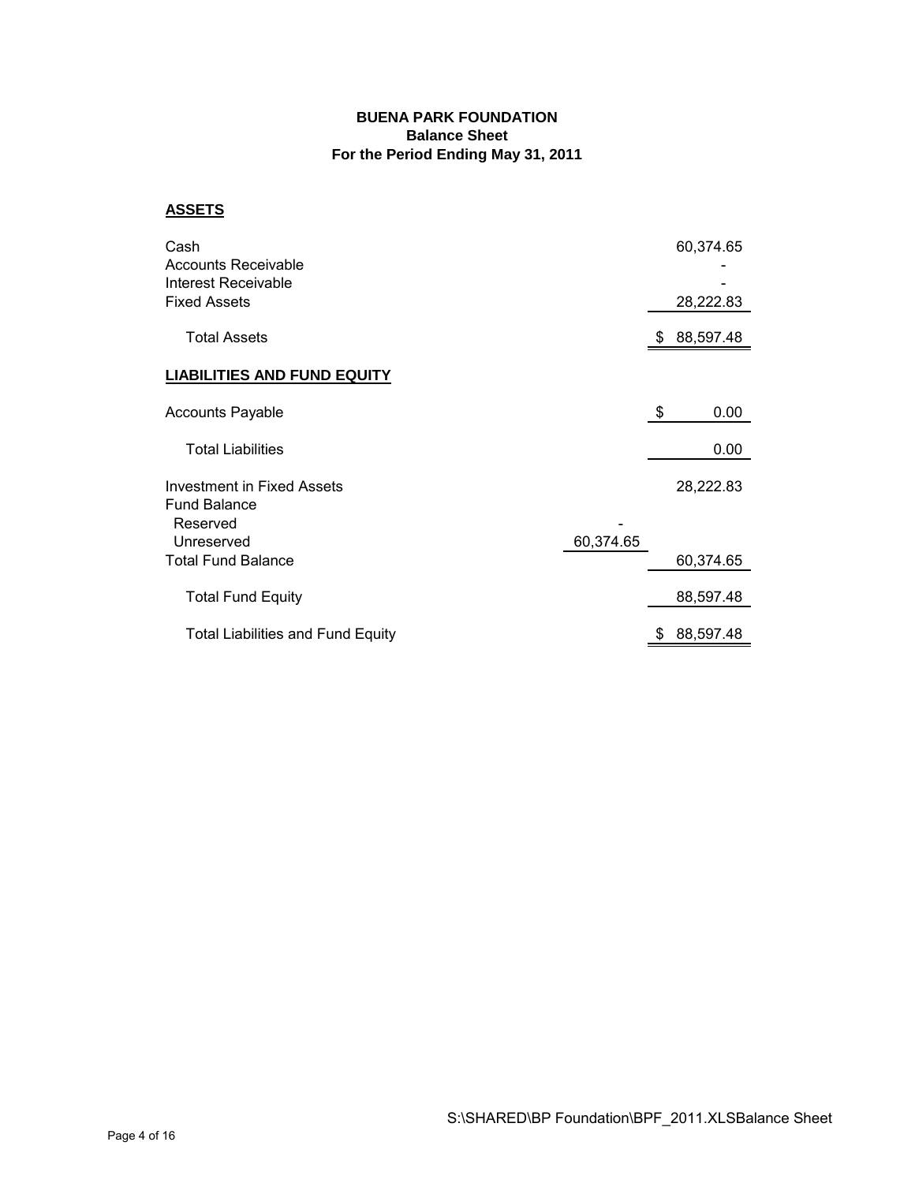**BUENA PARK FOUNDATION**
**Balance Sheet**
**For the Period Ending May 31, 2011**

**ASSETS**

| | | |
|---|---|---|
| Cash | | 60,374.65 |
| Accounts Receivable | | - |
| Interest Receivable | | - |
| Fixed Assets | | 28,222.83 |
| Total Assets | | $ 88,597.48 |

**LIABILITIES AND FUND EQUITY**

| | | |
|---|---|---|
| Accounts Payable | | $ 0.00 |
| Total Liabilities | | 0.00 |
| Investment in Fixed Assets | | 28,222.83 |
| Fund Balance | | |
| Reserved | - | |
| Unreserved | 60,374.65 | |
| Total Fund Balance | | 60,374.65 |
| Total Fund Equity | | 88,597.48 |
| Total Liabilities and Fund Equity | | $ 88,597.48 |

S:\SHARED\BP Foundation\BPF_2011.XLSBalance Sheet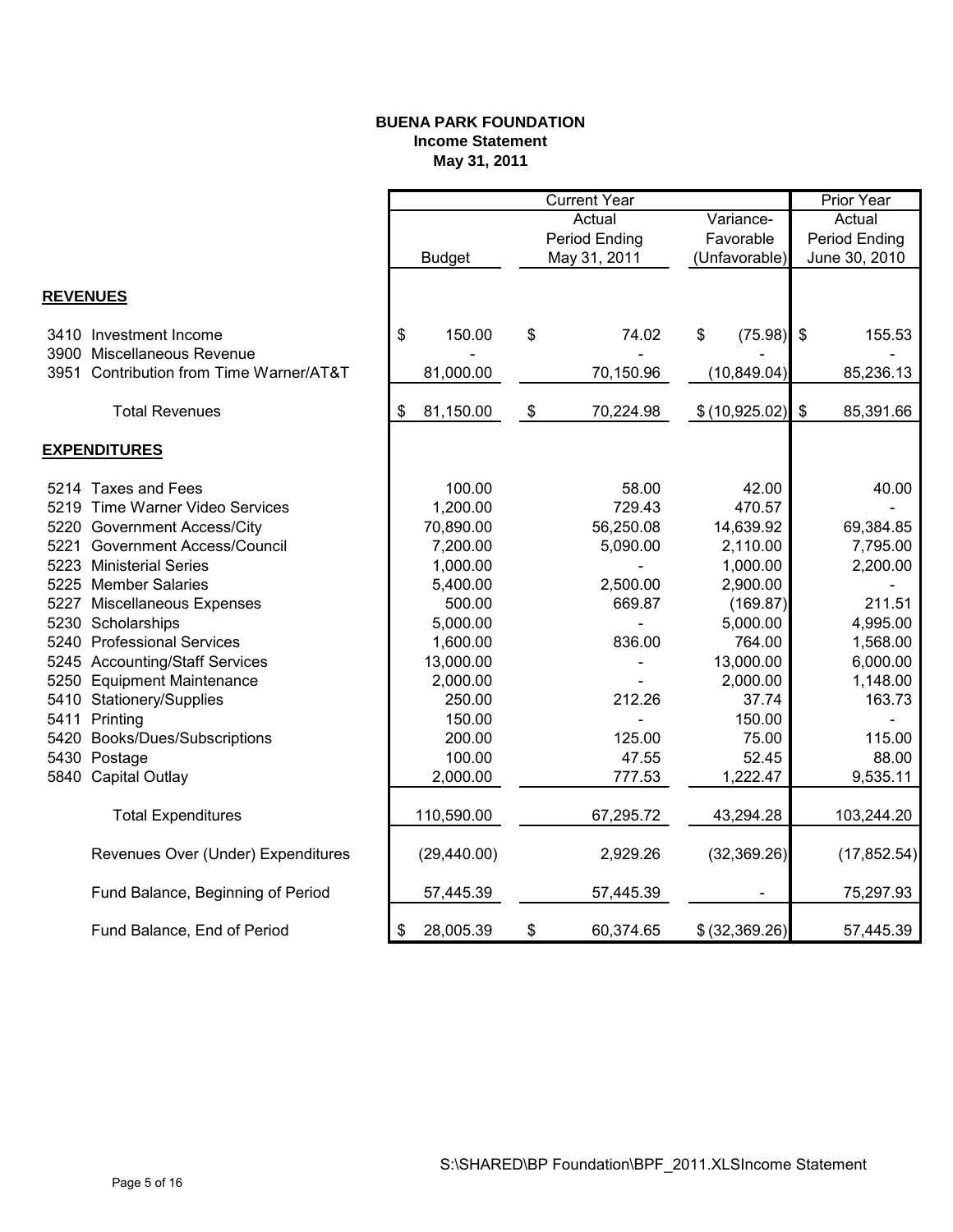**BUENA PARK FOUNDATION**
**Income Statement**
**May 31, 2011**

| | Current Year | | | Prior Year |
|---|---|---|---|---|
| | Budget | Actual Period Ending May 31, 2011 | Variance- Favorable (Unfavorable) | Actual Period Ending June 30, 2010 |
| **REVENUES** | | | | |
| 3410 Investment Income | $ 150.00 | $ 74.02 | $ (75.98) | $ 155.53 |
| 3900 Miscellaneous Revenue | - | - | - | - |
| 3951 Contribution from Time Warner/AT&T | 81,000.00 | 70,150.96 | (10,849.04) | 85,236.13 |
| Total Revenues | $ 81,150.00 | $ 70,224.98 | $ (10,925.02) | $ 85,391.66 |
| **EXPENDITURES** | | | | |
| 5214 Taxes and Fees | 100.00 | 58.00 | 42.00 | 40.00 |
| 5219 Time Warner Video Services | 1,200.00 | 729.43 | 470.57 | - |
| 5220 Government Access/City | 70,890.00 | 56,250.08 | 14,639.92 | 69,384.85 |
| 5221 Government Access/Council | 7,200.00 | 5,090.00 | 2,110.00 | 7,795.00 |
| 5223 Ministerial Series | 1,000.00 | - | 1,000.00 | 2,200.00 |
| 5225 Member Salaries | 5,400.00 | 2,500.00 | 2,900.00 | - |
| 5227 Miscellaneous Expenses | 500.00 | 669.87 | (169.87) | 211.51 |
| 5230 Scholarships | 5,000.00 | - | 5,000.00 | 4,995.00 |
| 5240 Professional Services | 1,600.00 | 836.00 | 764.00 | 1,568.00 |
| 5245 Accounting/Staff Services | 13,000.00 | - | 13,000.00 | 6,000.00 |
| 5250 Equipment Maintenance | 2,000.00 | - | 2,000.00 | 1,148.00 |
| 5410 Stationery/Supplies | 250.00 | 212.26 | 37.74 | 163.73 |
| 5411 Printing | 150.00 | - | 150.00 | - |
| 5420 Books/Dues/Subscriptions | 200.00 | 125.00 | 75.00 | 115.00 |
| 5430 Postage | 100.00 | 47.55 | 52.45 | 88.00 |
| 5840 Capital Outlay | 2,000.00 | 777.53 | 1,222.47 | 9,535.11 |
| Total Expenditures | 110,590.00 | 67,295.72 | 43,294.28 | 103,244.20 |
| Revenues Over (Under) Expenditures | (29,440.00) | 2,929.26 | (32,369.26) | (17,852.54) |
| Fund Balance, Beginning of Period | 57,445.39 | 57,445.39 | - | 75,297.93 |
| Fund Balance, End of Period | $ 28,005.39 | $ 60,374.65 | $ (32,369.26) | 57,445.39 |

S:\SHARED\BP Foundation\BPF_2011.XLSIncome Statement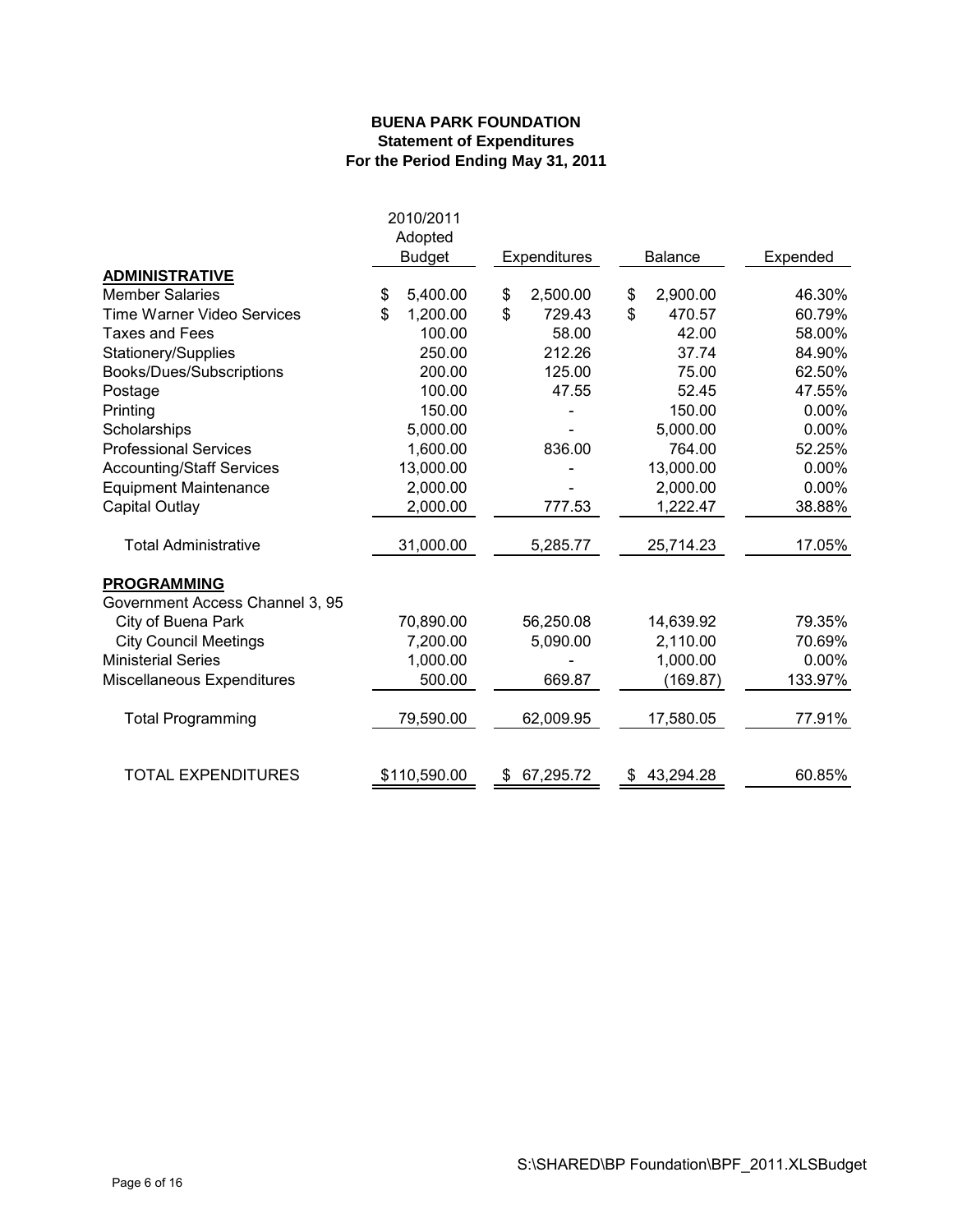**BUENA PARK FOUNDATION**
**Statement of Expenditures**
**For the Period Ending May 31, 2011**

| | 2010/2011 Adopted Budget | Expenditures | Balance | Expended |
|---|---|---|---|---|
| **ADMINISTRATIVE** | | | | |
| Member Salaries | $ 5,400.00 | $ 2,500.00 | $ 2,900.00 | 46.30% |
| Time Warner Video Services | $ 1,200.00 | $ 729.43 | $ 470.57 | 60.79% |
| Taxes and Fees | 100.00 | 58.00 | 42.00 | 58.00% |
| Stationery/Supplies | 250.00 | 212.26 | 37.74 | 84.90% |
| Books/Dues/Subscriptions | 200.00 | 125.00 | 75.00 | 62.50% |
| Postage | 100.00 | 47.55 | 52.45 | 47.55% |
| Printing | 150.00 | - | 150.00 | 0.00% |
| Scholarships | 5,000.00 | - | 5,000.00 | 0.00% |
| Professional Services | 1,600.00 | 836.00 | 764.00 | 52.25% |
| Accounting/Staff Services | 13,000.00 | - | 13,000.00 | 0.00% |
| Equipment Maintenance | 2,000.00 | - | 2,000.00 | 0.00% |
| Capital Outlay | 2,000.00 | 777.53 | 1,222.47 | 38.88% |
| Total Administrative | 31,000.00 | 5,285.77 | 25,714.23 | 17.05% |
| **PROGRAMMING** | | | | |
| Government Access Channel 3, 95 | | | | |
| City of Buena Park | 70,890.00 | 56,250.08 | 14,639.92 | 79.35% |
| City Council Meetings | 7,200.00 | 5,090.00 | 2,110.00 | 70.69% |
| Ministerial Series | 1,000.00 | - | 1,000.00 | 0.00% |
| Miscellaneous Expenditures | 500.00 | 669.87 | (169.87) | 133.97% |
| Total Programming | 79,590.00 | 62,009.95 | 17,580.05 | 77.91% |
| TOTAL EXPENDITURES | $110,590.00 | $ 67,295.72 | $ 43,294.28 | 60.85% |

S:\SHARED\BP Foundation\BPF_2011.XLSBudget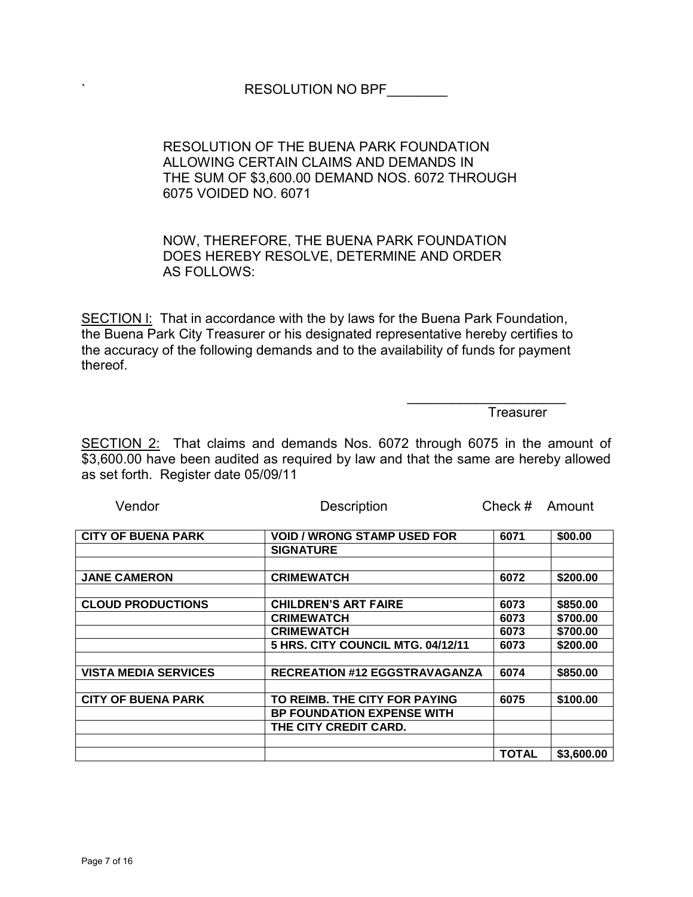`

RESOLUTION NO BPF________

RESOLUTION OF THE BUENA PARK FOUNDATION ALLOWING CERTAIN CLAIMS AND DEMANDS IN THE SUM OF $3,600.00 DEMAND NOS. 6072 THROUGH 6075 VOIDED NO. 6071

NOW, THEREFORE, THE BUENA PARK FOUNDATION DOES HEREBY RESOLVE, DETERMINE AND ORDER AS FOLLOWS:

SECTION l: That in accordance with the by laws for the Buena Park Foundation, the Buena Park City Treasurer or his designated representative hereby certifies to the accuracy of the following demands and to the availability of funds for payment thereof.

_____________________
Treasurer

SECTION 2: That claims and demands Nos. 6072 through 6075 in the amount of $3,600.00 have been audited as required by law and that the same are hereby allowed as set forth. Register date 05/09/11

| Vendor | Description | Check # | Amount |
|---|---|---|---|
| **CITY OF BUENA PARK** | **VOID / WRONG STAMP USED FOR** | **6071** | **$00.00** |
| | **SIGNATURE** | | |
| | | | |
| **JANE CAMERON** | **CRIMEWATCH** | **6072** | **$200.00** |
| | | | |
| **CLOUD PRODUCTIONS** | **CHILDREN'S ART FAIRE** | **6073** | **$850.00** |
| | **CRIMEWATCH** | **6073** | **$700.00** |
| | **CRIMEWATCH** | **6073** | **$700.00** |
| | **5 HRS. CITY COUNCIL MTG. 04/12/11** | **6073** | **$200.00** |
| | | | |
| **VISTA MEDIA SERVICES** | **RECREATION #12 EGGSTRAVAGANZA** | **6074** | **$850.00** |
| | | | |
| **CITY OF BUENA PARK** | **TO REIMB. THE CITY FOR PAYING** | **6075** | **$100.00** |
| | **BP FOUNDATION EXPENSE WITH** | | |
| | **THE CITY CREDIT CARD.** | | |
| | | | |
| | | **TOTAL** | **$3,600.00** |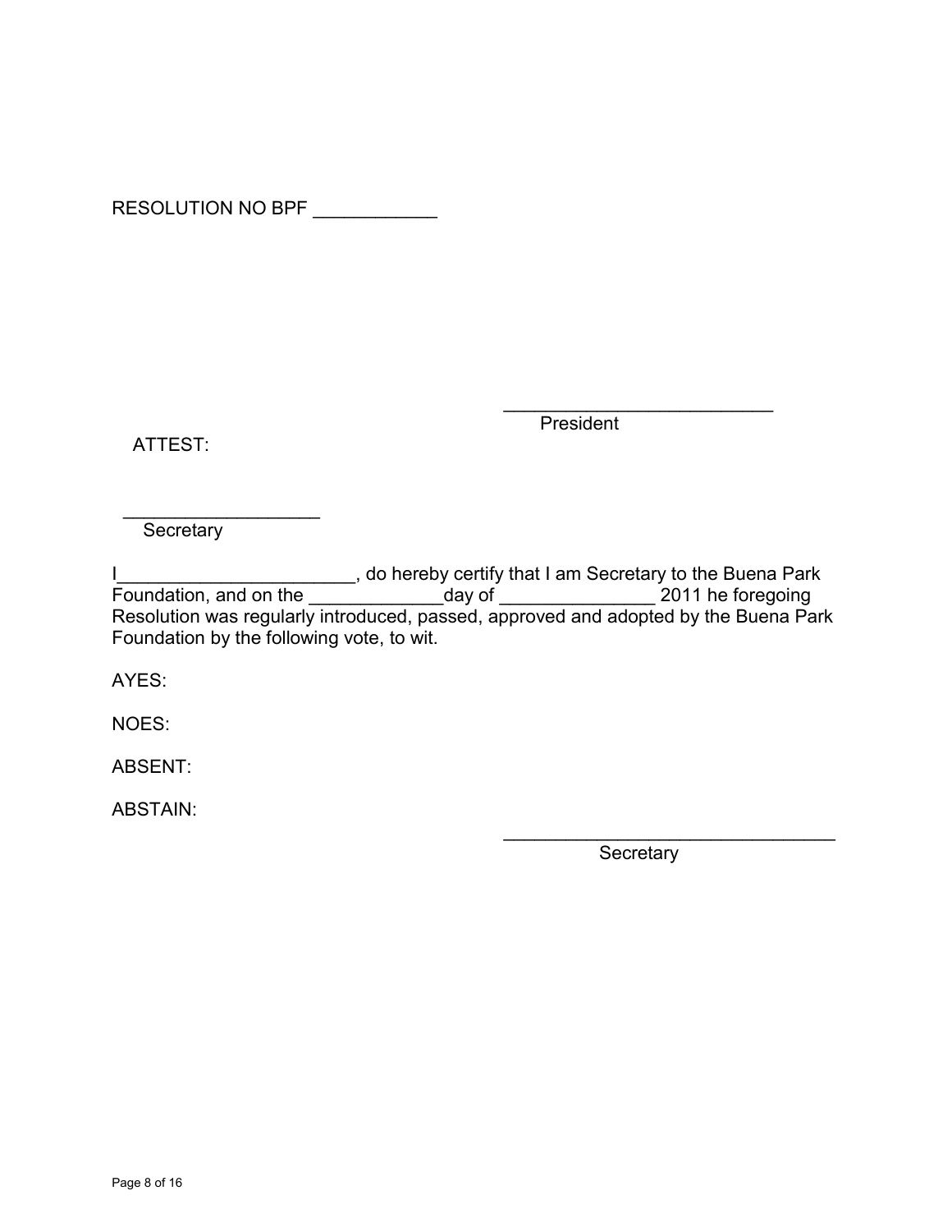RESOLUTION NO BPF ____________

__________________________
President

ATTEST:

___________________
Secretary

I_______________________, do hereby certify that I am Secretary to the Buena Park Foundation, and on the _____________day of _______________ 2011 he foregoing Resolution was regularly introduced, passed, approved and adopted by the Buena Park Foundation by the following vote, to wit.

AYES:

NOES:

ABSENT:

ABSTAIN:

________________________________
Secretary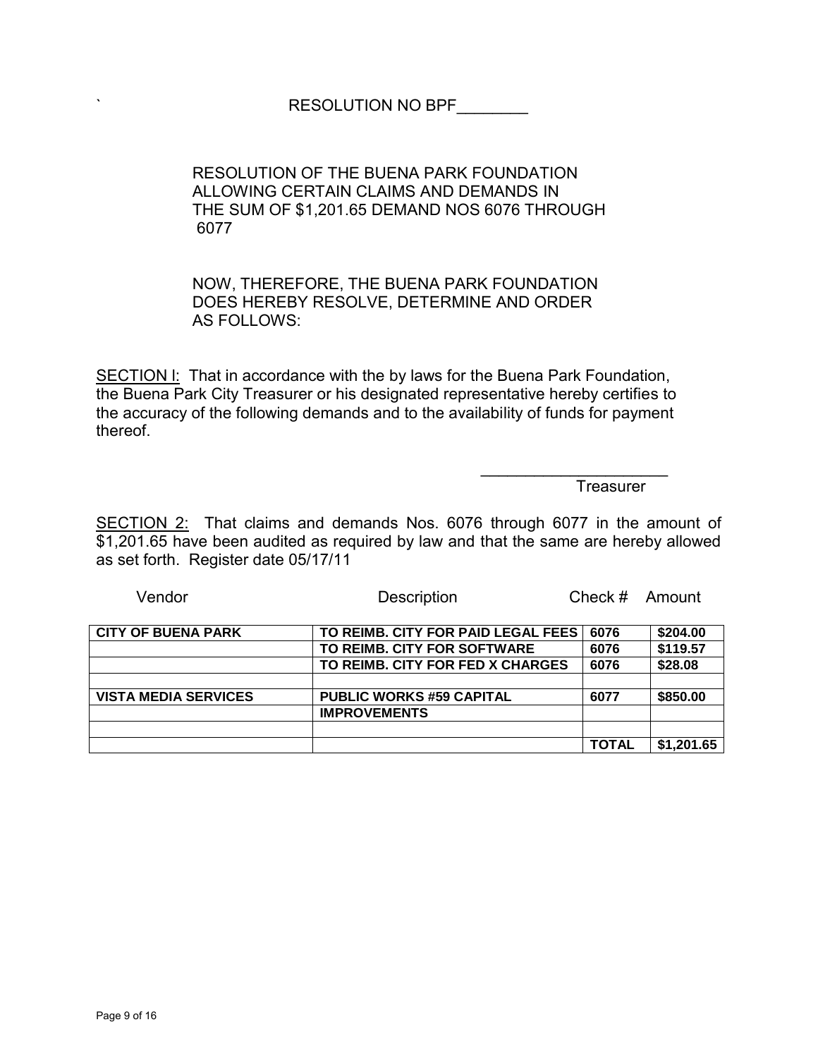` RESOLUTION NO BPF________

RESOLUTION OF THE BUENA PARK FOUNDATION ALLOWING CERTAIN CLAIMS AND DEMANDS IN THE SUM OF $1,201.65 DEMAND NOS 6076 THROUGH 6077

NOW, THEREFORE, THE BUENA PARK FOUNDATION DOES HEREBY RESOLVE, DETERMINE AND ORDER AS FOLLOWS:

<u>SECTION I:</u> That in accordance with the by laws for the Buena Park Foundation, the Buena Park City Treasurer or his designated representative hereby certifies to the accuracy of the following demands and to the availability of funds for payment thereof.

_____________________
Treasurer

<u>SECTION 2:</u> That claims and demands Nos. 6076 through 6077 in the amount of $1,201.65 have been audited as required by law and that the same are hereby allowed as set forth. Register date 05/17/11

| Vendor | Description | Check # | Amount |
|---|---|---|---|
| **CITY OF BUENA PARK** | **TO REIMB. CITY FOR PAID LEGAL FEES** | **6076** | **$204.00** |
| | **TO REIMB. CITY FOR SOFTWARE** | **6076** | **$119.57** |
| | **TO REIMB. CITY FOR FED X CHARGES** | **6076** | **$28.08** |
| | | | |
| **VISTA MEDIA SERVICES** | **PUBLIC WORKS #59 CAPITAL** | **6077** | **$850.00** |
| | **IMPROVEMENTS** | | |
| | | | |
| | | **TOTAL** | **$1,201.65** |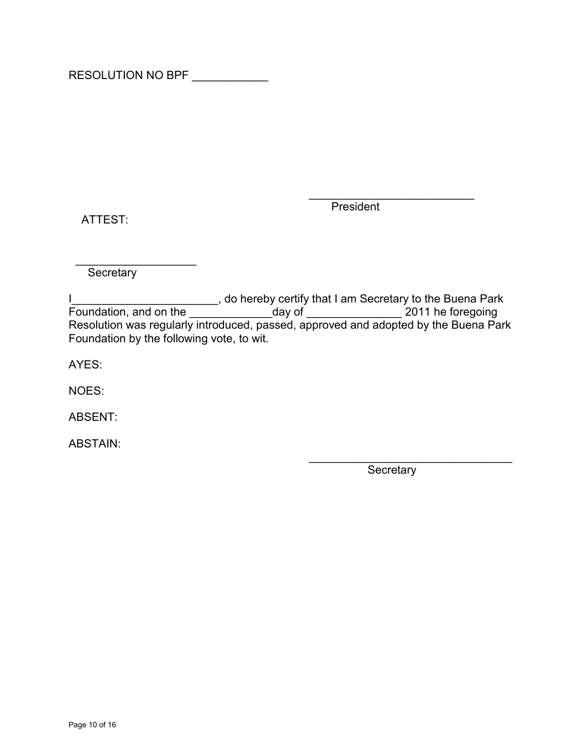RESOLUTION NO BPF ____________

___________________________
President

ATTEST:

___________________
Secretary

I_______________________, do hereby certify that I am Secretary to the Buena Park Foundation, and on the _____________day of _______________ 2011 he foregoing Resolution was regularly introduced, passed, approved and adopted by the Buena Park Foundation by the following vote, to wit.

AYES:

NOES:

ABSENT:

ABSTAIN:

________________________________
Secretary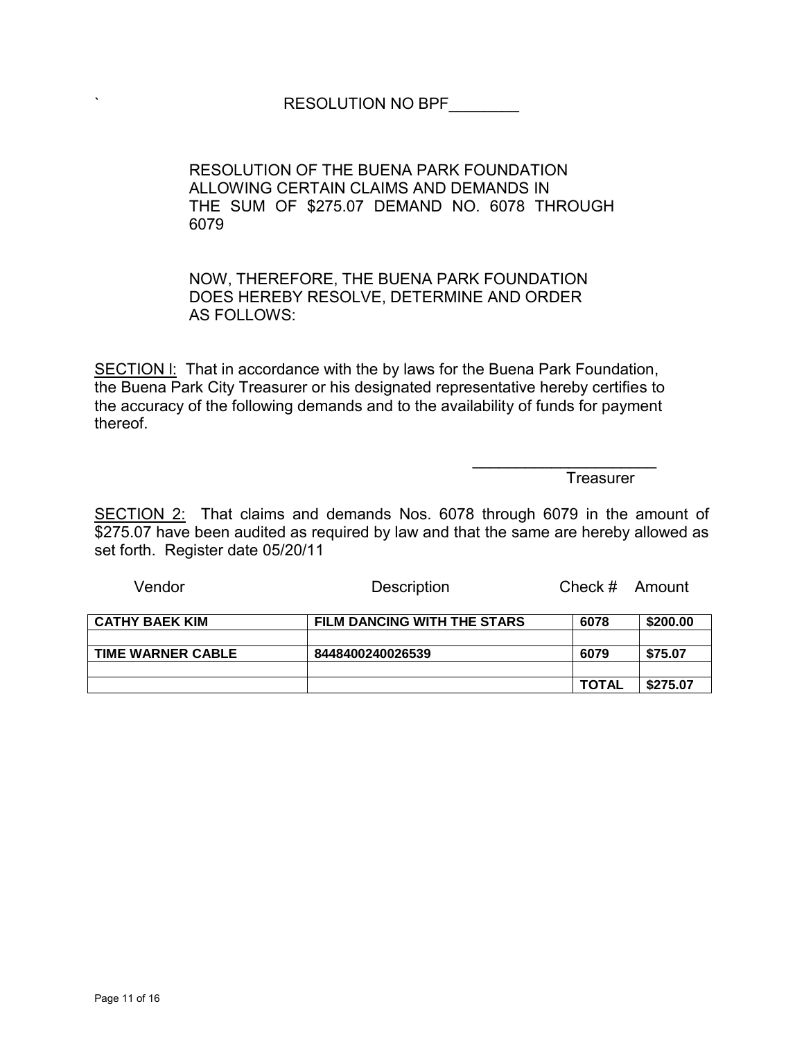# RESOLUTION NO BPF________

RESOLUTION OF THE BUENA PARK FOUNDATION ALLOWING CERTAIN CLAIMS AND DEMANDS IN THE SUM OF $275.07 DEMAND NO. 6078 THROUGH 6079

NOW, THEREFORE, THE BUENA PARK FOUNDATION DOES HEREBY RESOLVE, DETERMINE AND ORDER AS FOLLOWS:

SECTION l: That in accordance with the by laws for the Buena Park Foundation, the Buena Park City Treasurer or his designated representative hereby certifies to the accuracy of the following demands and to the availability of funds for payment thereof.

_____________________
Treasurer

SECTION 2: That claims and demands Nos. 6078 through 6079 in the amount of $275.07 have been audited as required by law and that the same are hereby allowed as set forth. Register date 05/20/11

| Vendor | Description | Check # | Amount |
|---|---|---|---|
| **CATHY BAEK KIM** | **FILM DANCING WITH THE STARS** | **6078** | **$200.00** |
| | | | |
| **TIME WARNER CABLE** | **8448400240026539** | **6079** | **$75.07** |
| | | | |
| | | **TOTAL** | **$275.07** |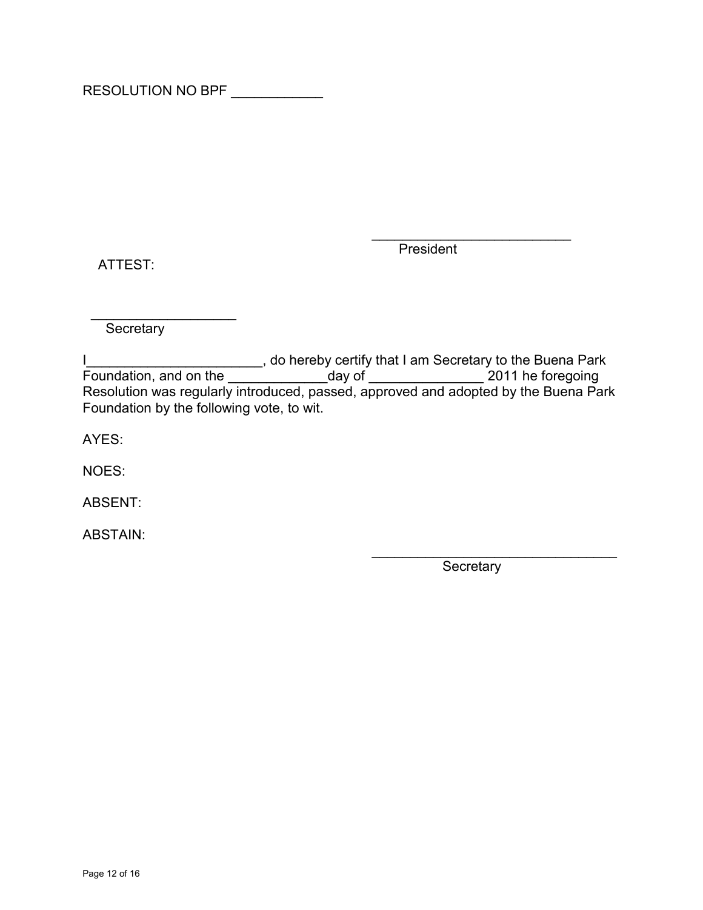RESOLUTION NO BPF ____________

__________________________
President

ATTEST:

___________________
Secretary

I_______________________, do hereby certify that I am Secretary to the Buena Park Foundation, and on the _____________day of _______________ 2011 he foregoing Resolution was regularly introduced, passed, approved and adopted by the Buena Park Foundation by the following vote, to wit.

AYES:

NOES:

ABSENT:

ABSTAIN:

________________________________
Secretary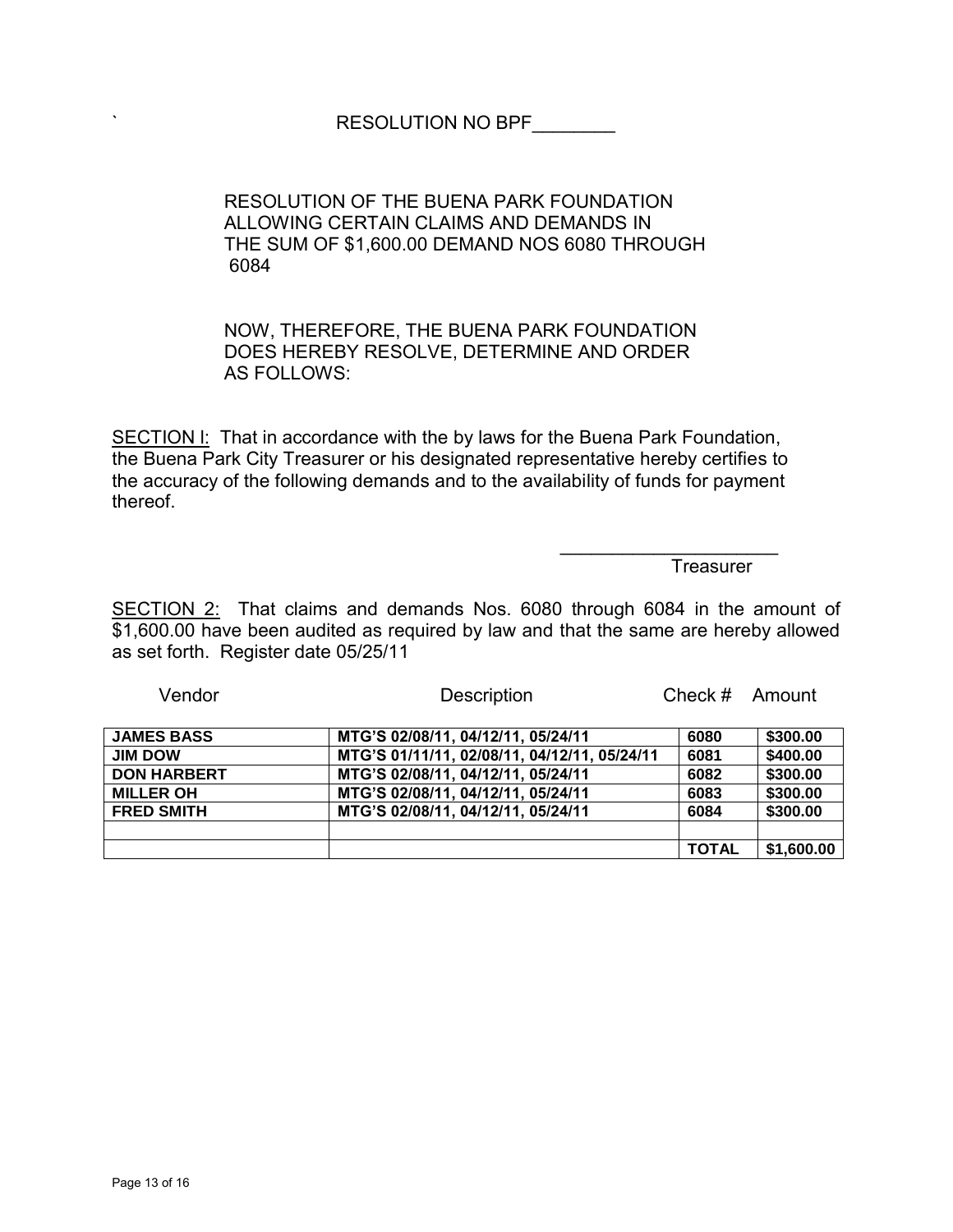`

# RESOLUTION NO BPF________

RESOLUTION OF THE BUENA PARK FOUNDATION ALLOWING CERTAIN CLAIMS AND DEMANDS IN THE SUM OF $1,600.00 DEMAND NOS 6080 THROUGH 6084

NOW, THEREFORE, THE BUENA PARK FOUNDATION DOES HEREBY RESOLVE, DETERMINE AND ORDER AS FOLLOWS:

SECTION I: That in accordance with the by laws for the Buena Park Foundation, the Buena Park City Treasurer or his designated representative hereby certifies to the accuracy of the following demands and to the availability of funds for payment thereof.

_____________________
Treasurer

SECTION 2: That claims and demands Nos. 6080 through 6084 in the amount of $1,600.00 have been audited as required by law and that the same are hereby allowed as set forth. Register date 05/25/11

| Vendor | Description | Check # | Amount |
|---|---|---|---|
| **JAMES BASS** | **MTG'S 02/08/11, 04/12/11, 05/24/11** | **6080** | **$300.00** |
| **JIM DOW** | **MTG'S 01/11/11, 02/08/11, 04/12/11, 05/24/11** | **6081** | **$400.00** |
| **DON HARBERT** | **MTG'S 02/08/11, 04/12/11, 05/24/11** | **6082** | **$300.00** |
| **MILLER OH** | **MTG'S 02/08/11, 04/12/11, 05/24/11** | **6083** | **$300.00** |
| **FRED SMITH** | **MTG'S 02/08/11, 04/12/11, 05/24/11** | **6084** | **$300.00** |
| | | | |
| | | **TOTAL** | **$1,600.00** |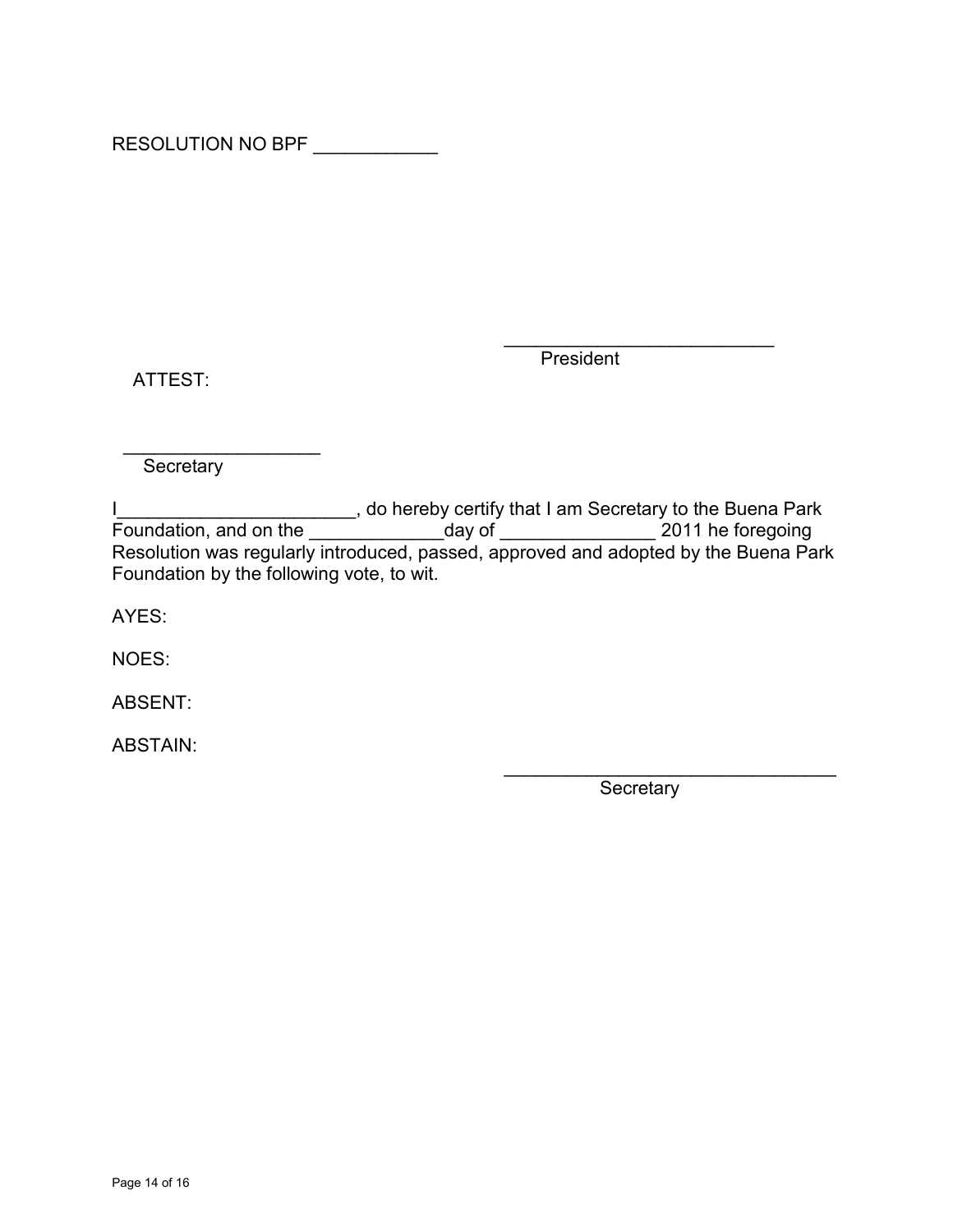RESOLUTION NO BPF ____________

___________________________
President

ATTEST:

____________________
Secretary

I_______________________, do hereby certify that I am Secretary to the Buena Park Foundation, and on the _____________day of _______________ 2011 he foregoing Resolution was regularly introduced, passed, approved and adopted by the Buena Park Foundation by the following vote, to wit.

AYES:

NOES:

ABSENT:

ABSTAIN:

_________________________________
Secretary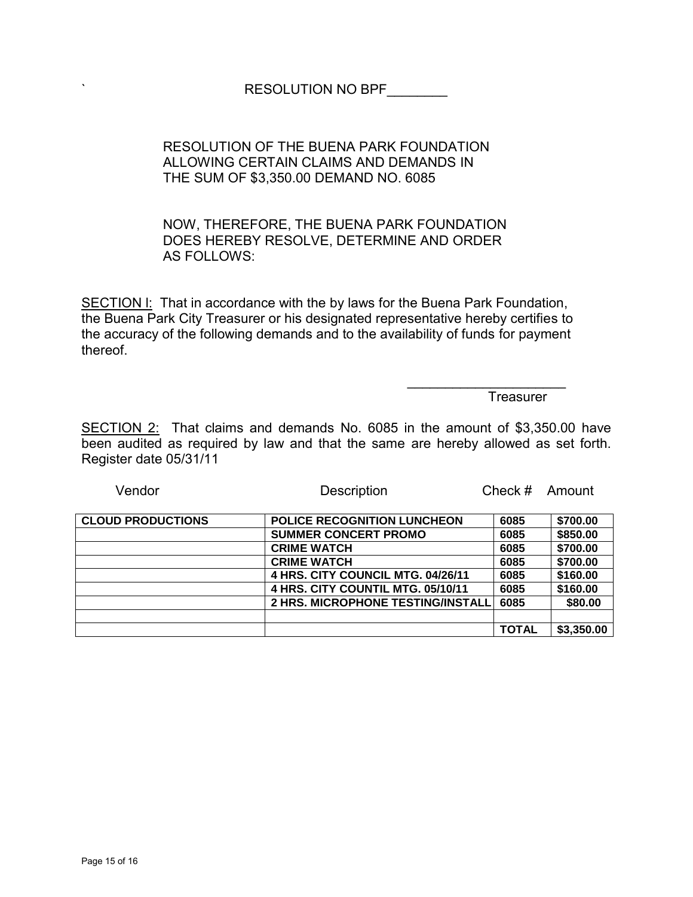RESOLUTION NO BPF________

RESOLUTION OF THE BUENA PARK FOUNDATION
ALLOWING CERTAIN CLAIMS AND DEMANDS IN
THE SUM OF $3,350.00 DEMAND NO. 6085

NOW, THEREFORE, THE BUENA PARK FOUNDATION
DOES HEREBY RESOLVE, DETERMINE AND ORDER
AS FOLLOWS:

SECTION I: That in accordance with the by laws for the Buena Park Foundation, the Buena Park City Treasurer or his designated representative hereby certifies to the accuracy of the following demands and to the availability of funds for payment thereof.

_____________________
Treasurer

SECTION 2: That claims and demands No. 6085 in the amount of $3,350.00 have been audited as required by law and that the same are hereby allowed as set forth. Register date 05/31/11

| Vendor | Description | Check # | Amount |
|---|---|---|---|
| **CLOUD PRODUCTIONS** | **POLICE RECOGNITION LUNCHEON** | **6085** | **$700.00** |
| | **SUMMER CONCERT PROMO** | **6085** | **$850.00** |
| | **CRIME WATCH** | **6085** | **$700.00** |
| | **CRIME WATCH** | **6085** | **$700.00** |
| | **4 HRS. CITY COUNCIL MTG. 04/26/11** | **6085** | **$160.00** |
| | **4 HRS. CITY COUNTIL MTG. 05/10/11** | **6085** | **$160.00** |
| | **2 HRS. MICROPHONE TESTING/INSTALL** | **6085** | **$80.00** |
| | | | |
| | | **TOTAL** | **$3,350.00** |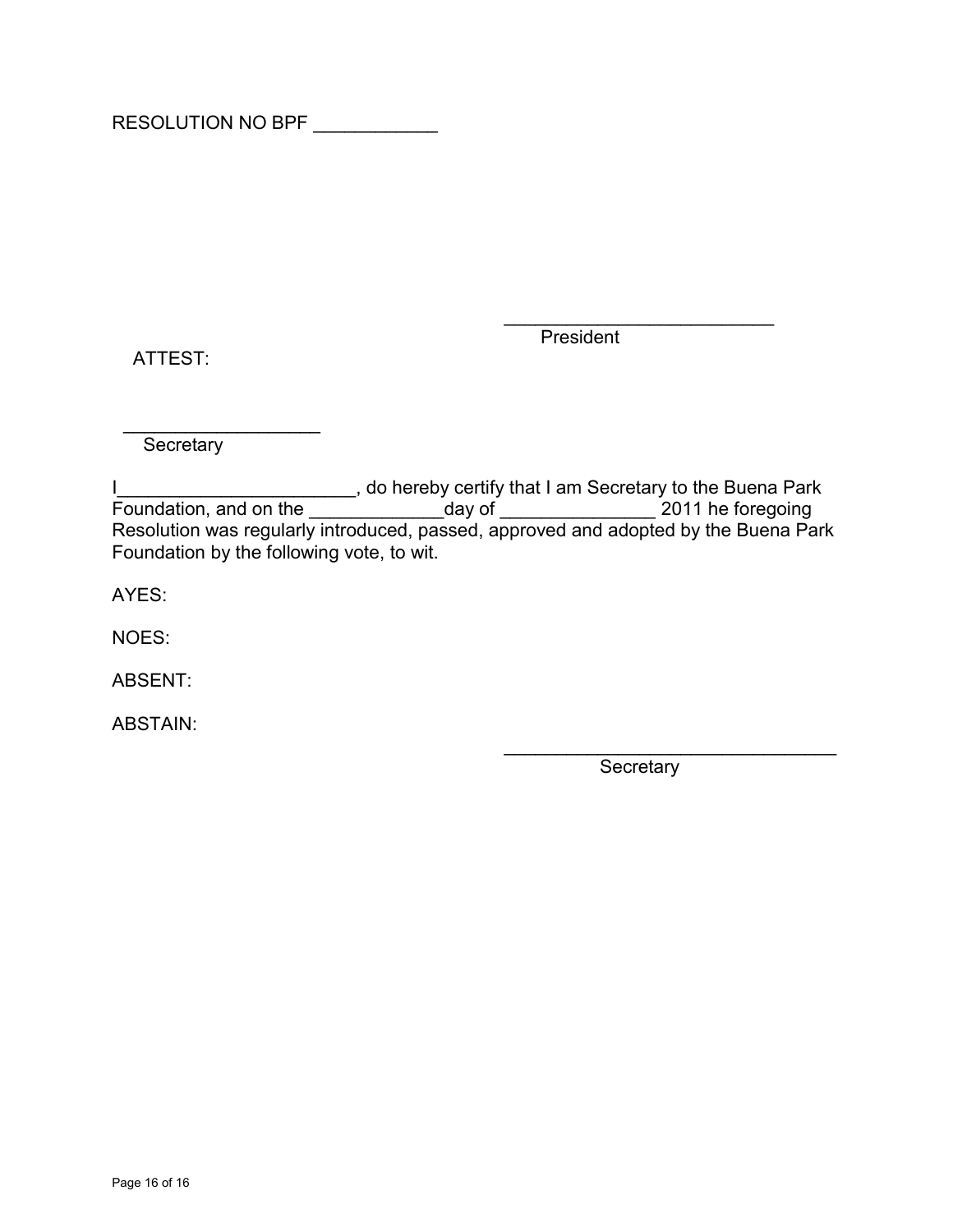RESOLUTION NO BPF ____________

__________________________
President

ATTEST:

___________________
Secretary

I_______________________, do hereby certify that I am Secretary to the Buena Park Foundation, and on the _____________day of _______________ 2011 he foregoing Resolution was regularly introduced, passed, approved and adopted by the Buena Park Foundation by the following vote, to wit.

AYES:

NOES:

ABSENT:

ABSTAIN:

________________________________
Secretary